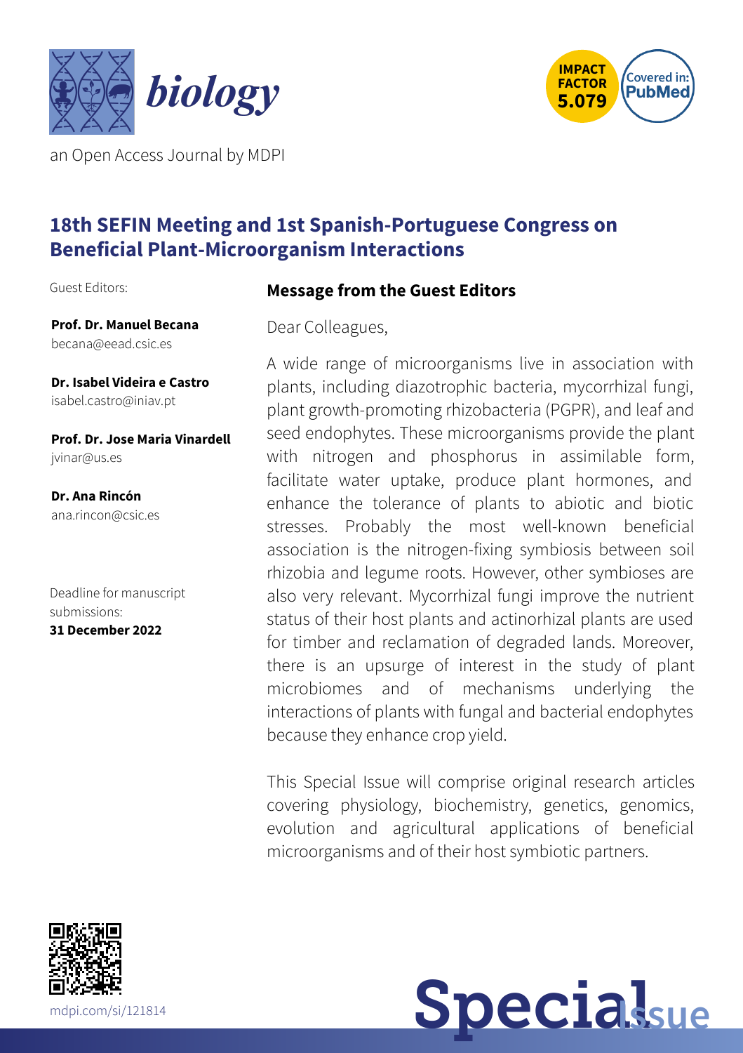**biology**

an Open Access Journal by MDPI

IMPACT FACTOR 5.079

Covered in: PubMed

# 18th SEFIN Meeting and 1st Spanish-Portuguese Congress on Beneficial Plant-Microorganism Interactions

Guest Editors:

**Prof. Dr. Manuel Becana**
becana@eead.csic.es

**Dr. Isabel Videira e Castro**
isabel.castro@iniav.pt

**Prof. Dr. Jose Maria Vinardell**
jvinar@us.es

**Dr. Ana Rincón**
ana.rincon@csic.es

Deadline for manuscript submissions:
**31 December 2022**

## Message from the Guest Editors

Dear Colleagues,

A wide range of microorganisms live in association with plants, including diazotrophic bacteria, mycorrhizal fungi, plant growth-promoting rhizobacteria (PGPR), and leaf and seed endophytes. These microorganisms provide the plant with nitrogen and phosphorus in assimilable form, facilitate water uptake, produce plant hormones, and enhance the tolerance of plants to abiotic and biotic stresses. Probably the most well-known beneficial association is the nitrogen-fixing symbiosis between soil rhizobia and legume roots. However, other symbioses are also very relevant. Mycorrhizal fungi improve the nutrient status of their host plants and actinorhizal plants are used for timber and reclamation of degraded lands. Moreover, there is an upsurge of interest in the study of plant microbiomes and of mechanisms underlying the interactions of plants with fungal and bacterial endophytes because they enhance crop yield.

This Special Issue will comprise original research articles covering physiology, biochemistry, genetics, genomics, evolution and agricultural applications of beneficial microorganisms and of their host symbiotic partners.

mdpi.com/si/121814

Special Issue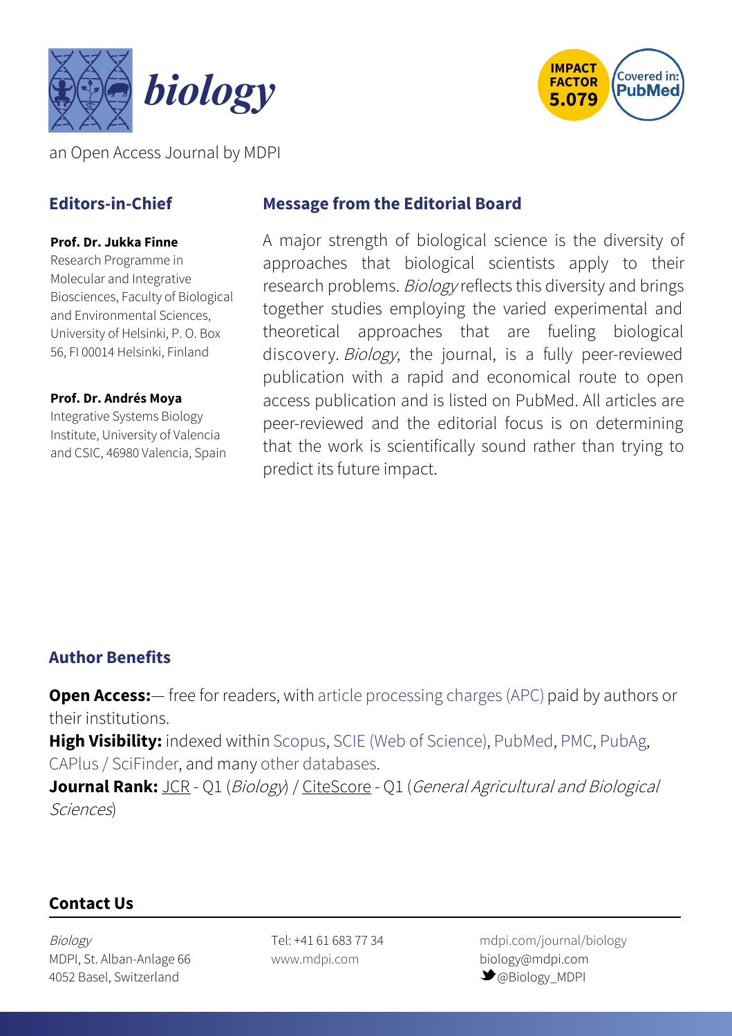# *biology*

IMPACT FACTOR 5.079

Covered in: PubMed

an Open Access Journal by MDPI

## Editors-in-Chief

**Prof. Dr. Jukka Finne**
Research Programme in Molecular and Integrative Biosciences, Faculty of Biological and Environmental Sciences, University of Helsinki, P. O. Box 56, FI 00014 Helsinki, Finland

**Prof. Dr. Andrés Moya**
Integrative Systems Biology Institute, University of Valencia and CSIC, 46980 Valencia, Spain

## Message from the Editorial Board

A major strength of biological science is the diversity of approaches that biological scientists apply to their research problems. *Biology* reflects this diversity and brings together studies employing the varied experimental and theoretical approaches that are fueling biological discovery. *Biology*, the journal, is a fully peer-reviewed publication with a rapid and economical route to open access publication and is listed on PubMed. All articles are peer-reviewed and the editorial focus is on determining that the work is scientifically sound rather than trying to predict its future impact.

## Author Benefits

**Open Access:**— free for readers, with article processing charges (APC) paid by authors or their institutions.
**High Visibility:** indexed within Scopus, SCIE (Web of Science), PubMed, PMC, PubAg, CAPlus / SciFinder, and many other databases.
**Journal Rank:** JCR - Q1 (*Biology*) / CiteScore - Q1 (*General Agricultural and Biological Sciences*)

## Contact Us

*Biology*
MDPI, St. Alban-Anlage 66
4052 Basel, Switzerland

Tel: +41 61 683 77 34
www.mdpi.com

mdpi.com/journal/biology
biology@mdpi.com
@Biology_MDPI